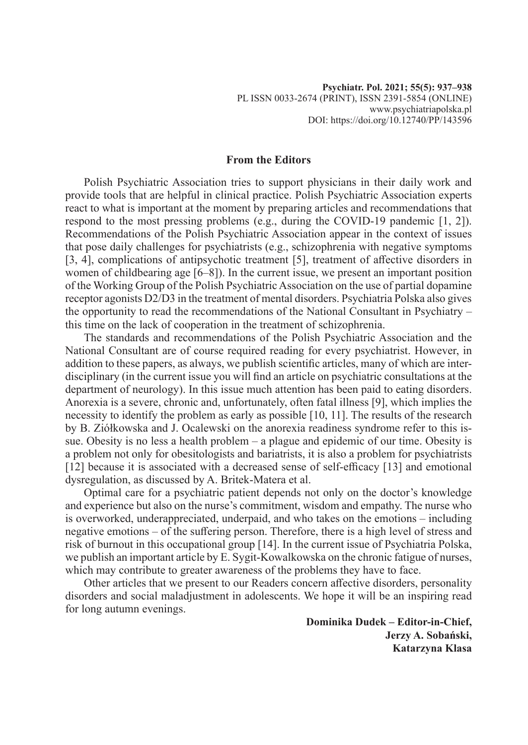## From the Editors

Polish Psychiatric Association tries to support physicians in their daily work and provide tools that are helpful in clinical practice. Polish Psychiatric Association experts react to what is important at the moment by preparing articles and recommendations that respond to the most pressing problems (e.g., during the COVID-19 pandemic [1, 2]). Recommendations of the Polish Psychiatric Association appear in the context of issues that pose daily challenges for psychiatrists (e.g., schizophrenia with negative symptoms [3, 4], complications of antipsychotic treatment [5], treatment of affective disorders in women of childbearing age [6–8]). In the current issue, we present an important position of the Working Group of the Polish Psychiatric Association on the use of partial dopamine receptor agonists D2/D3 in the treatment of mental disorders. Psychiatria Polska also gives the opportunity to read the recommendations of the National Consultant in Psychiatry – this time on the lack of cooperation in the treatment of schizophrenia.

The standards and recommendations of the Polish Psychiatric Association and the National Consultant are of course required reading for every psychiatrist. However, in addition to these papers, as always, we publish scientific articles, many of which are interdisciplinary (in the current issue you will find an article on psychiatric consultations at the department of neurology). In this issue much attention has been paid to eating disorders. Anorexia is a severe, chronic and, unfortunately, often fatal illness [9], which implies the necessity to identify the problem as early as possible [10, 11]. The results of the research by B. Ziółkowska and J. Ocalewski on the anorexia readiness syndrome refer to this issue. Obesity is no less a health problem – a plague and epidemic of our time. Obesity is a problem not only for obesitologists and bariatrists, it is also a problem for psychiatrists [12] because it is associated with a decreased sense of self-efficacy [13] and emotional dysregulation, as discussed by A. Britek-Matera et al.

Optimal care for a psychiatric patient depends not only on the doctor's knowledge and experience but also on the nurse's commitment, wisdom and empathy. The nurse who is overworked, underappreciated, underpaid, and who takes on the emotions – including negative emotions – of the suffering person. Therefore, there is a high level of stress and risk of burnout in this occupational group [14]. In the current issue of Psychiatria Polska, we publish an important article by E. Sygit-Kowalkowska on the chronic fatigue of nurses, which may contribute to greater awareness of the problems they have to face.

Other articles that we present to our Readers concern affective disorders, personality disorders and social maladjustment in adolescents. We hope it will be an inspiring read for long autumn evenings.

**Dominika Dudek – Editor-in-Chief,**
**Jerzy A. Sobański,**
**Katarzyna Klasa**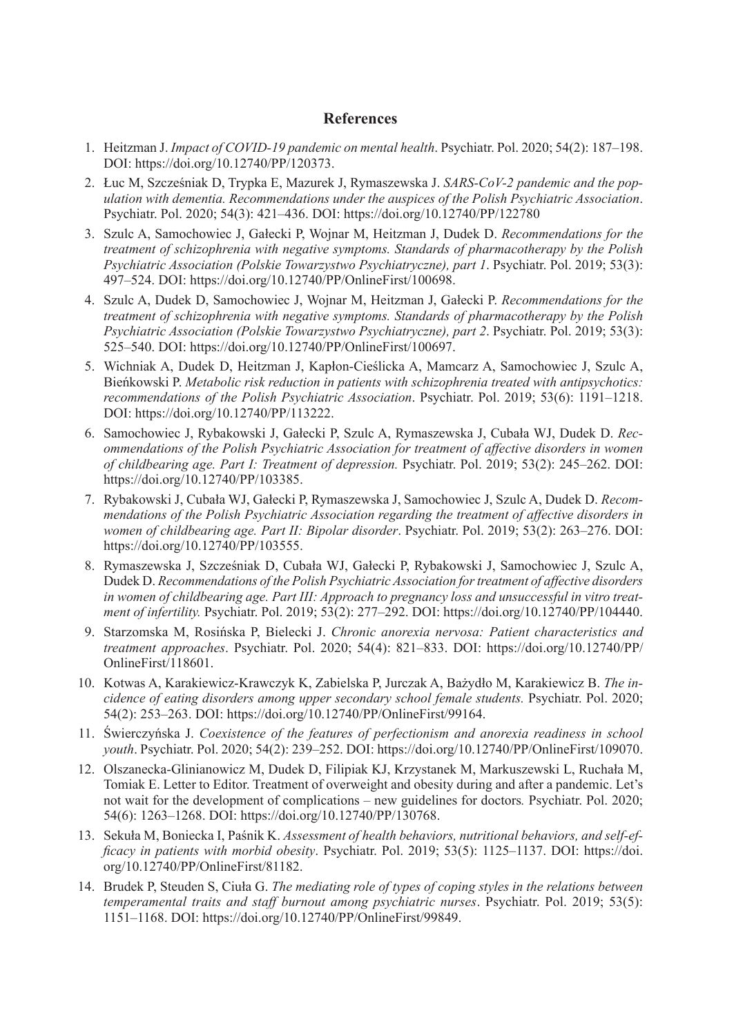## References

1. Heitzman J. *Impact of COVID-19 pandemic on mental health*. Psychiatr. Pol. 2020; 54(2): 187–198. DOI: https://doi.org/10.12740/PP/120373.
2. Łuc M, Szcześniak D, Trypka E, Mazurek J, Rymaszewska J. *SARS-CoV-2 pandemic and the population with dementia. Recommendations under the auspices of the Polish Psychiatric Association*. Psychiatr. Pol. 2020; 54(3): 421–436. DOI: https://doi.org/10.12740/PP/122780
3. Szulc A, Samochowiec J, Gałecki P, Wojnar M, Heitzman J, Dudek D. *Recommendations for the treatment of schizophrenia with negative symptoms. Standards of pharmacotherapy by the Polish Psychiatric Association (Polskie Towarzystwo Psychiatryczne), part 1*. Psychiatr. Pol. 2019; 53(3): 497–524. DOI: https://doi.org/10.12740/PP/OnlineFirst/100698.
4. Szulc A, Dudek D, Samochowiec J, Wojnar M, Heitzman J, Gałecki P. *Recommendations for the treatment of schizophrenia with negative symptoms. Standards of pharmacotherapy by the Polish Psychiatric Association (Polskie Towarzystwo Psychiatryczne), part 2*. Psychiatr. Pol. 2019; 53(3): 525–540. DOI: https://doi.org/10.12740/PP/OnlineFirst/100697.
5. Wichniak A, Dudek D, Heitzman J, Kapłon-Cieślicka A, Mamcarz A, Samochowiec J, Szulc A, Bieńkowski P. *Metabolic risk reduction in patients with schizophrenia treated with antipsychotics: recommendations of the Polish Psychiatric Association*. Psychiatr. Pol. 2019; 53(6): 1191–1218. DOI: https://doi.org/10.12740/PP/113222.
6. Samochowiec J, Rybakowski J, Gałecki P, Szulc A, Rymaszewska J, Cubała WJ, Dudek D. *Recommendations of the Polish Psychiatric Association for treatment of affective disorders in women of childbearing age. Part I: Treatment of depression.* Psychiatr. Pol. 2019; 53(2): 245–262. DOI: https://doi.org/10.12740/PP/103385.
7. Rybakowski J, Cubała WJ, Gałecki P, Rymaszewska J, Samochowiec J, Szulc A, Dudek D. *Recommendations of the Polish Psychiatric Association regarding the treatment of affective disorders in women of childbearing age. Part II: Bipolar disorder*. Psychiatr. Pol. 2019; 53(2): 263–276. DOI: https://doi.org/10.12740/PP/103555.
8. Rymaszewska J, Szcześniak D, Cubała WJ, Gałecki P, Rybakowski J, Samochowiec J, Szulc A, Dudek D. *Recommendations of the Polish Psychiatric Association for treatment of affective disorders in women of childbearing age. Part III: Approach to pregnancy loss and unsuccessful in vitro treatment of infertility.* Psychiatr. Pol. 2019; 53(2): 277–292. DOI: https://doi.org/10.12740/PP/104440.
9. Starzomska M, Rosińska P, Bielecki J. *Chronic anorexia nervosa: Patient characteristics and treatment approaches*. Psychiatr. Pol. 2020; 54(4): 821–833. DOI: https://doi.org/10.12740/PP/OnlineFirst/118601.
10. Kotwas A, Karakiewicz-Krawczyk K, Zabielska P, Jurczak A, Bażydło M, Karakiewicz B. *The incidence of eating disorders among upper secondary school female students.* Psychiatr. Pol. 2020; 54(2): 253–263. DOI: https://doi.org/10.12740/PP/OnlineFirst/99164.
11. Świerczyńska J. *Coexistence of the features of perfectionism and anorexia readiness in school youth*. Psychiatr. Pol. 2020; 54(2): 239–252. DOI: https://doi.org/10.12740/PP/OnlineFirst/109070.
12. Olszanecka-Glinianowicz M, Dudek D, Filipiak KJ, Krzystanek M, Markuszewski L, Ruchała M, Tomiak E. Letter to Editor. Treatment of overweight and obesity during and after a pandemic. Let's not wait for the development of complications – new guidelines for doctors*.* Psychiatr. Pol. 2020; 54(6): 1263–1268. DOI: https://doi.org/10.12740/PP/130768.
13. Sekuła M, Boniecka I, Paśnik K. *Assessment of health behaviors, nutritional behaviors, and self-efficacy in patients with morbid obesity*. Psychiatr. Pol. 2019; 53(5): 1125–1137. DOI: https://doi.org/10.12740/PP/OnlineFirst/81182.
14. Brudek P, Steuden S, Ciuła G. *The mediating role of types of coping styles in the relations between temperamental traits and staff burnout among psychiatric nurses*. Psychiatr. Pol. 2019; 53(5): 1151–1168. DOI: https://doi.org/10.12740/PP/OnlineFirst/99849.